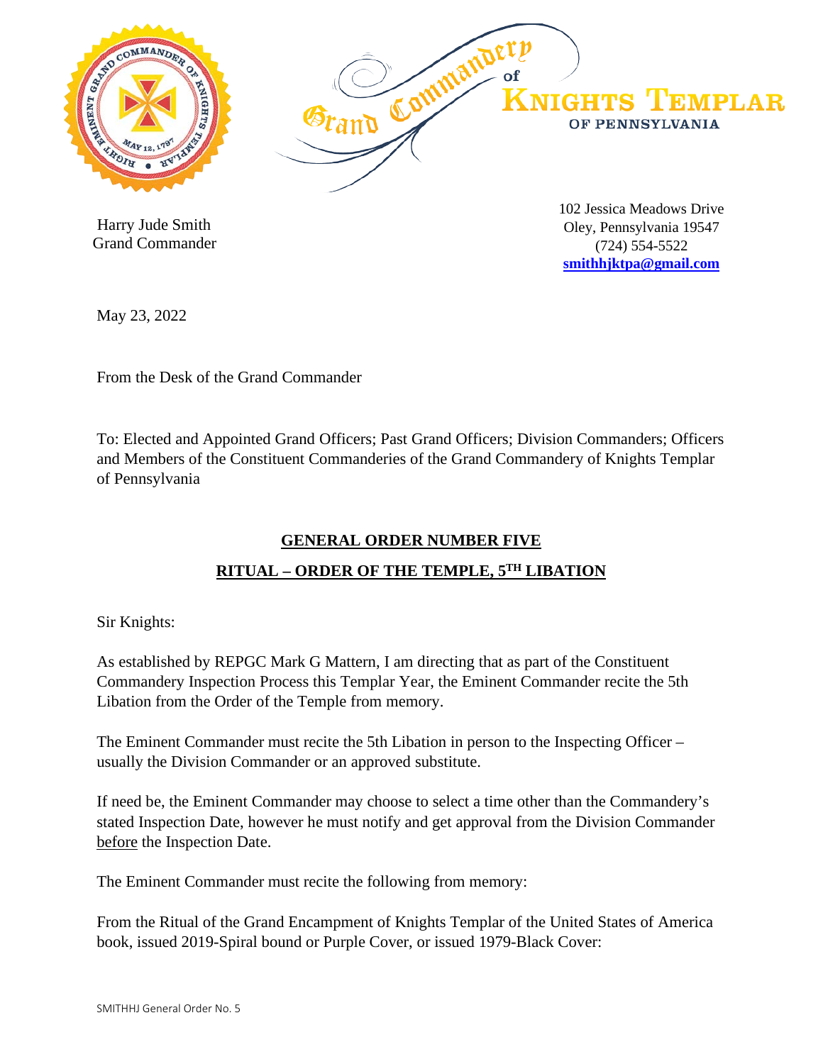Grand Commandery of Knights Templar of Pennsylvania

Harry Jude Smith
Grand Commander

102 Jessica Meadows Drive
Oley, Pennsylvania 19547
(724) 554-5522
**smithhjktpa@gmail.com**

May 23, 2022

From the Desk of the Grand Commander

To: Elected and Appointed Grand Officers; Past Grand Officers; Division Commanders; Officers and Members of the Constituent Commanderies of the Grand Commandery of Knights Templar of Pennsylvania

## GENERAL ORDER NUMBER FIVE

## RITUAL – ORDER OF THE TEMPLE, 5TH LIBATION

Sir Knights:

As established by REPGC Mark G Mattern, I am directing that as part of the Constituent Commandery Inspection Process this Templar Year, the Eminent Commander recite the 5th Libation from the Order of the Temple from memory.

The Eminent Commander must recite the 5th Libation in person to the Inspecting Officer – usually the Division Commander or an approved substitute.

If need be, the Eminent Commander may choose to select a time other than the Commandery's stated Inspection Date, however he must notify and get approval from the Division Commander before the Inspection Date.

The Eminent Commander must recite the following from memory:

From the Ritual of the Grand Encampment of Knights Templar of the United States of America book, issued 2019-Spiral bound or Purple Cover, or issued 1979-Black Cover: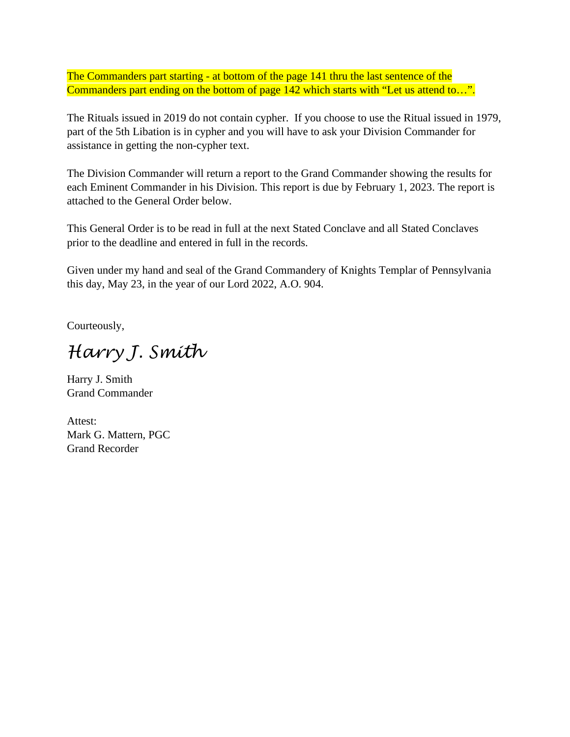The Commanders part starting - at bottom of the page 141 thru the last sentence of the Commanders part ending on the bottom of page 142 which starts with "Let us attend to…".

The Rituals issued in 2019 do not contain cypher. If you choose to use the Ritual issued in 1979, part of the 5th Libation is in cypher and you will have to ask your Division Commander for assistance in getting the non-cypher text.

The Division Commander will return a report to the Grand Commander showing the results for each Eminent Commander in his Division. This report is due by February 1, 2023. The report is attached to the General Order below.

This General Order is to be read in full at the next Stated Conclave and all Stated Conclaves prior to the deadline and entered in full in the records.

Given under my hand and seal of the Grand Commandery of Knights Templar of Pennsylvania this day, May 23, in the year of our Lord 2022, A.O. 904.

Courteously,

*Harry J. Smith*

Harry J. Smith
Grand Commander

Attest:
Mark G. Mattern, PGC
Grand Recorder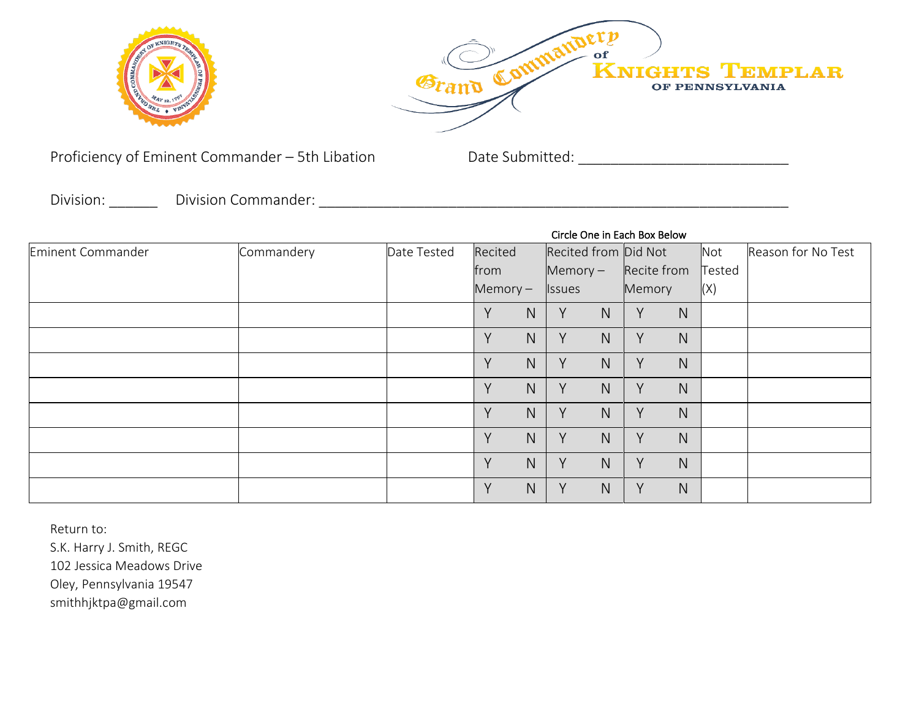Grand Commandery of Knights Templar of Pennsylvania

Proficiency of Eminent Commander – 5th Libation

Date Submitted: ___________________________

Division: ______ Division Commander: ____________________________________________________________

Circle One in Each Box Below

| Eminent Commander | Commandery | Date Tested | Recited from Memory – | Recited from Memory – Issues | Did Not Recite from Memory | Not Tested (X) | Reason for No Test |
|---|---|---|---|---|---|---|---|
| | | | Y N | Y N | Y N | | |
| | | | Y N | Y N | Y N | | |
| | | | Y N | Y N | Y N | | |
| | | | Y N | Y N | Y N | | |
| | | | Y N | Y N | Y N | | |
| | | | Y N | Y N | Y N | | |
| | | | Y N | Y N | Y N | | |
| | | | Y N | Y N | Y N | | |

Return to:
S.K. Harry J. Smith, REGC
102 Jessica Meadows Drive
Oley, Pennsylvania 19547
smithhjktpa@gmail.com